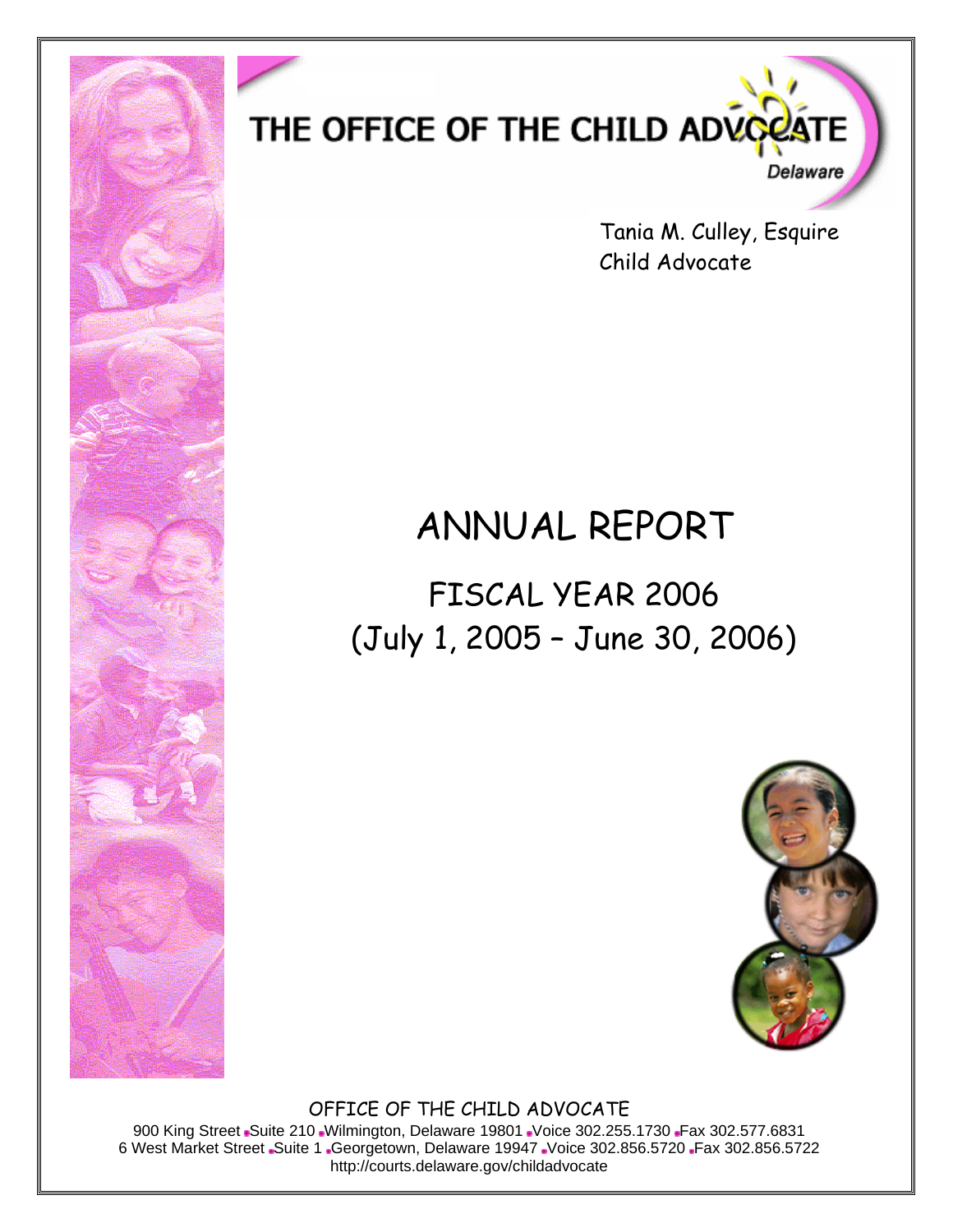# THE OFFICE OF THE CHILD ADVOCATE

Delaware

Tania M. Culley, Esquire
Child Advocate

# ANNUAL REPORT

## FISCAL YEAR 2006
## (July 1, 2005 – June 30, 2006)

OFFICE OF THE CHILD ADVOCATE

900 King Street ▪ Suite 210 ▪ Wilmington, Delaware 19801 ▪ Voice 302.255.1730 ▪ Fax 302.577.6831
6 West Market Street ▪ Suite 1 ▪ Georgetown, Delaware 19947 ▪ Voice 302.856.5720 ▪ Fax 302.856.5722
http://courts.delaware.gov/childadvocate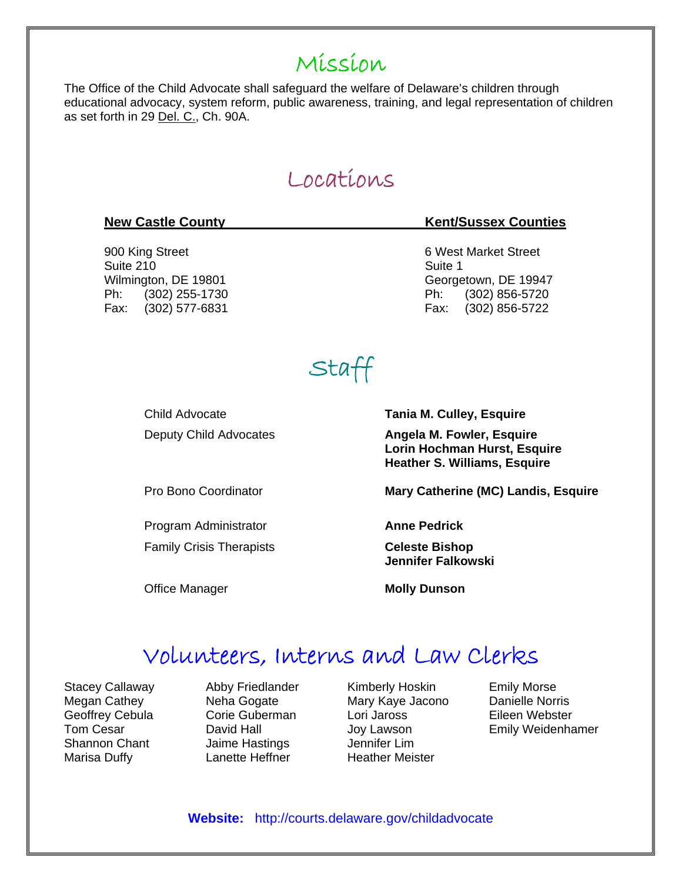## Mission

The Office of the Child Advocate shall safeguard the welfare of Delaware's children through educational advocacy, system reform, public awareness, training, and legal representation of children as set forth in 29 Del. C., Ch. 90A.

## Locations

**New Castle County**

900 King Street
Suite 210
Wilmington, DE 19801
Ph: (302) 255-1730
Fax: (302) 577-6831

**Kent/Sussex Counties**

6 West Market Street
Suite 1
Georgetown, DE 19947
Ph: (302) 856-5720
Fax: (302) 856-5722

## Staff

| | |
|---|---|
| Child Advocate | **Tania M. Culley, Esquire** |
| Deputy Child Advocates | **Angela M. Fowler, Esquire**<br>**Lorin Hochman Hurst, Esquire**<br>**Heather S. Williams, Esquire** |
| Pro Bono Coordinator | **Mary Catherine (MC) Landis, Esquire** |
| Program Administrator | **Anne Pedrick** |
| Family Crisis Therapists | **Celeste Bishop**<br>**Jennifer Falkowski** |
| Office Manager | **Molly Dunson** |

## Volunteers, Interns and Law Clerks

Stacey Callaway
Megan Cathey
Geoffrey Cebula
Tom Cesar
Shannon Chant
Marisa Duffy
Abby Friedlander
Neha Gogate
Corie Guberman
David Hall
Jaime Hastings
Lanette Heffner
Kimberly Hoskin
Mary Kaye Jacono
Lori Jaross
Joy Lawson
Jennifer Lim
Heather Meister
Emily Morse
Danielle Norris
Eileen Webster
Emily Weidenhamer

**Website:** http://courts.delaware.gov/childadvocate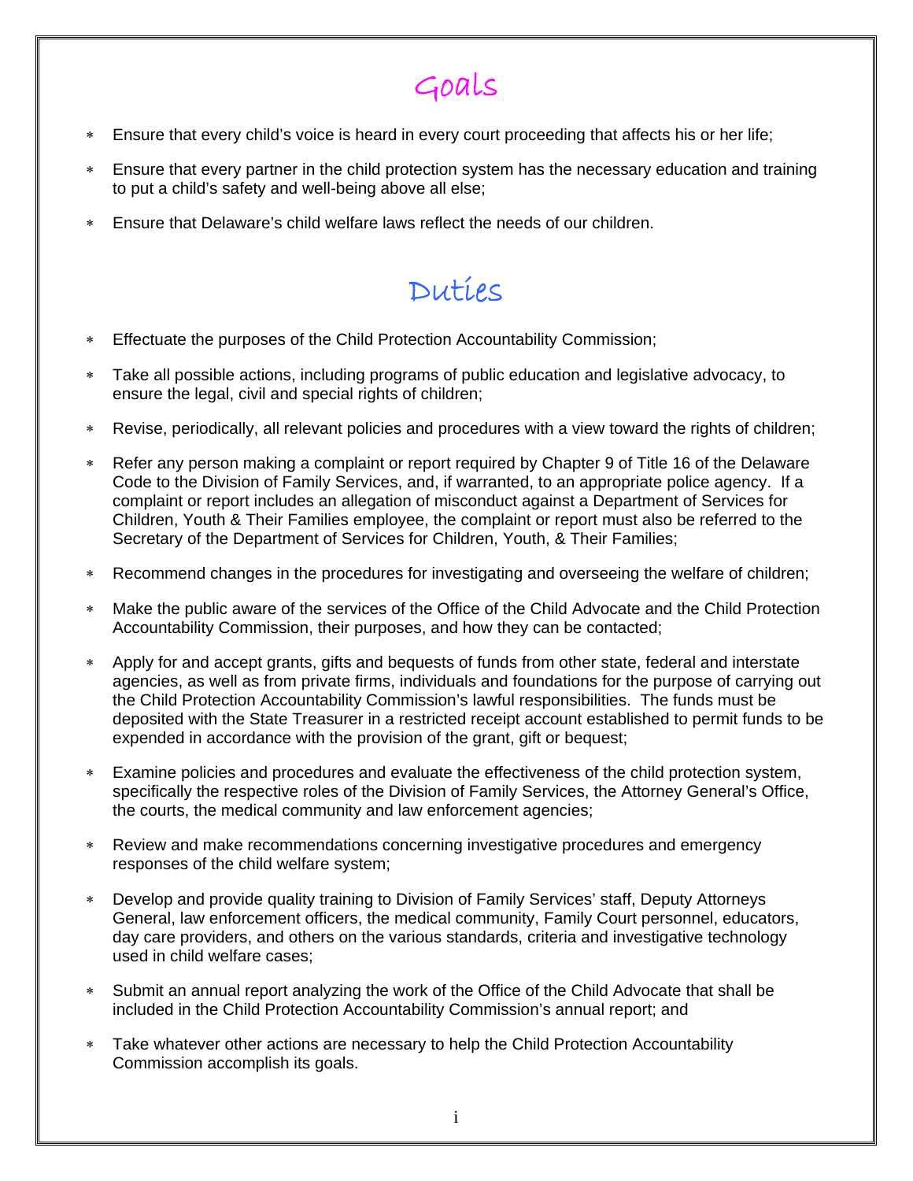# Goals

* Ensure that every child's voice is heard in every court proceeding that affects his or her life;
* Ensure that every partner in the child protection system has the necessary education and training to put a child's safety and well-being above all else;
* Ensure that Delaware's child welfare laws reflect the needs of our children.

# Duties

* Effectuate the purposes of the Child Protection Accountability Commission;
* Take all possible actions, including programs of public education and legislative advocacy, to ensure the legal, civil and special rights of children;
* Revise, periodically, all relevant policies and procedures with a view toward the rights of children;
* Refer any person making a complaint or report required by Chapter 9 of Title 16 of the Delaware Code to the Division of Family Services, and, if warranted, to an appropriate police agency. If a complaint or report includes an allegation of misconduct against a Department of Services for Children, Youth & Their Families employee, the complaint or report must also be referred to the Secretary of the Department of Services for Children, Youth, & Their Families;
* Recommend changes in the procedures for investigating and overseeing the welfare of children;
* Make the public aware of the services of the Office of the Child Advocate and the Child Protection Accountability Commission, their purposes, and how they can be contacted;
* Apply for and accept grants, gifts and bequests of funds from other state, federal and interstate agencies, as well as from private firms, individuals and foundations for the purpose of carrying out the Child Protection Accountability Commission's lawful responsibilities. The funds must be deposited with the State Treasurer in a restricted receipt account established to permit funds to be expended in accordance with the provision of the grant, gift or bequest;
* Examine policies and procedures and evaluate the effectiveness of the child protection system, specifically the respective roles of the Division of Family Services, the Attorney General's Office, the courts, the medical community and law enforcement agencies;
* Review and make recommendations concerning investigative procedures and emergency responses of the child welfare system;
* Develop and provide quality training to Division of Family Services' staff, Deputy Attorneys General, law enforcement officers, the medical community, Family Court personnel, educators, day care providers, and others on the various standards, criteria and investigative technology used in child welfare cases;
* Submit an annual report analyzing the work of the Office of the Child Advocate that shall be included in the Child Protection Accountability Commission's annual report; and
* Take whatever other actions are necessary to help the Child Protection Accountability Commission accomplish its goals.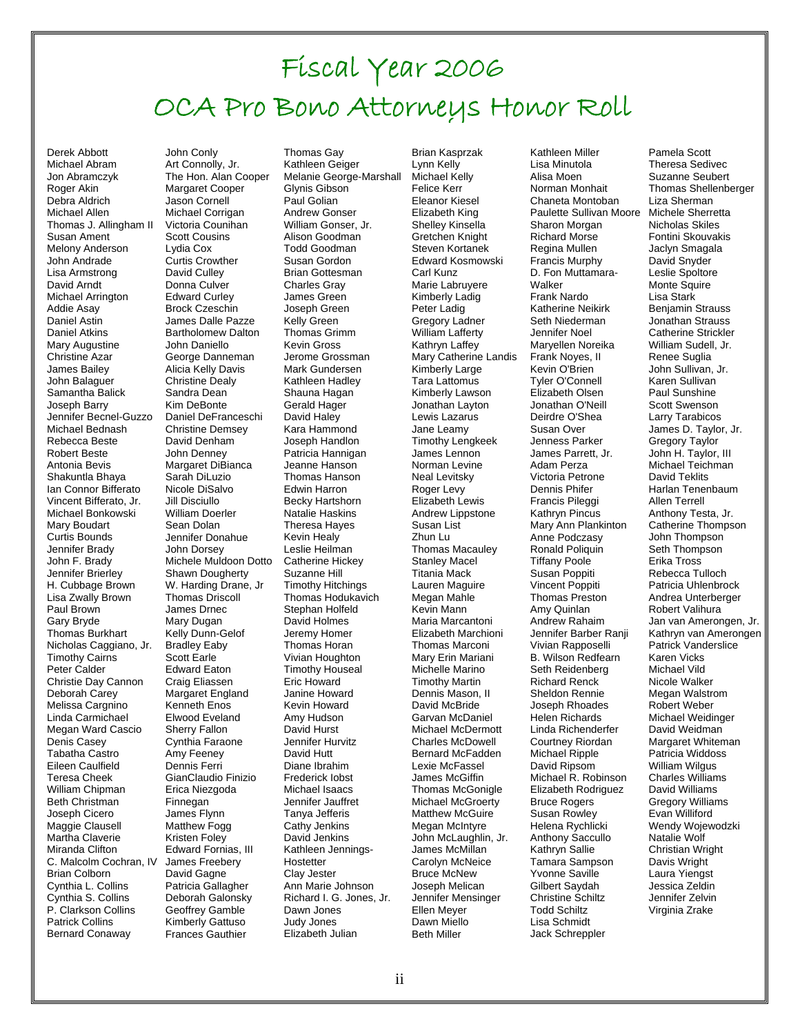# Fiscal Year 2006
# OCA Pro Bono Attorneys Honor Roll

Derek Abbott
Michael Abram
Jon Abramczyk
Roger Akin
Debra Aldrich
Michael Allen
Thomas J. Allingham II
Susan Ament
Melony Anderson
John Andrade
Lisa Armstrong
David Arndt
Michael Arrington
Addie Asay
Daniel Astin
Daniel Atkins
Mary Augustine
Christine Azar
James Bailey
John Balaguer
Samantha Balick
Joseph Barry
Jennifer Becnel-Guzzo
Michael Bednash
Rebecca Beste
Robert Beste
Antonia Bevis
Shakuntla Bhaya
Ian Connor Bifferato
Vincent Bifferato, Jr.
Michael Bonkowski
Mary Boudart
Curtis Bounds
Jennifer Brady
John F. Brady
Jennifer Brierley
H. Cubbage Brown
Lisa Zwally Brown
Paul Brown
Gary Bryde
Thomas Burkhart
Nicholas Caggiano, Jr.
Timothy Cairns
Peter Calder
Christie Day Cannon
Deborah Carey
Melissa Cargnino
Linda Carmichael
Megan Ward Cascio
Denis Casey
Tabatha Castro
Eileen Caulfield
Teresa Cheek
William Chipman
Beth Christman
Joseph Cicero
Maggie Clausell
Martha Claverie
Miranda Clifton
C. Malcolm Cochran, IV
Brian Colborn
Cynthia L. Collins
Cynthia S. Collins
P. Clarkson Collins
Patrick Collins
Bernard Conaway
John Conly
Art Connolly, Jr.
The Hon. Alan Cooper
Margaret Cooper
Jason Cornell
Michael Corrigan
Victoria Counihan
Scott Cousins
Lydia Cox
Curtis Crowther
David Culley
Donna Culver
Edward Curley
Brock Czeschin
James Dalle Pazze
Bartholomew Dalton
John Daniello
George Danneman
Alicia Kelly Davis
Christine Dealy
Sandra Dean
Kim DeBonte
Daniel DeFranceschi
Christine Demsey
David Denham
John Denney
Margaret DiBianca
Sarah DiLuzio
Nicole DiSalvo
Jill Disciullo
William Doerler
Sean Dolan
Jennifer Donahue
John Dorsey
Michele Muldoon Dotto
Shawn Dougherty
W. Harding Drane, Jr
Thomas Driscoll
James Drnec
Mary Dugan
Kelly Dunn-Gelof
Bradley Eaby
Scott Earle
Edward Eaton
Craig Eliassen
Margaret England
Kenneth Enos
Elwood Eveland
Sherry Fallon
Cynthia Faraone
Amy Feeney
Dennis Ferri
GianClaudio Finizio
Erica Niezgoda Finnegan
James Flynn
Matthew Fogg
Kristen Foley
Edward Fornias, III
James Freebery
David Gagne
Patricia Gallagher
Deborah Galonsky
Geoffrey Gamble
Kimberly Gattuso
Frances Gauthier
Thomas Gay
Kathleen Geiger
Melanie George-Marshall
Glynis Gibson
Paul Golian
Andrew Gonser
William Gonser, Jr.
Alison Goodman
Todd Goodman
Susan Gordon
Brian Gottesman
Charles Gray
James Green
Joseph Green
Kelly Green
Thomas Grimm
Kevin Gross
Jerome Grossman
Mark Gundersen
Kathleen Hadley
Shauna Hagan
Gerald Hager
David Haley
Kara Hammond
Joseph Handlon
Patricia Hannigan
Jeanne Hanson
Thomas Hanson
Edwin Harron
Becky Hartshorn
Natalie Haskins
Theresa Hayes
Kevin Healy
Leslie Heilman
Catherine Hickey
Suzanne Hill
Timothy Hitchings
Thomas Hodukavich
Stephan Holfeld
David Holmes
Jeremy Homer
Thomas Horan
Vivian Houghton
Timothy Houseal
Eric Howard
Janine Howard
Kevin Howard
Amy Hudson
David Hurst
Jennifer Hurvitz
David Hutt
Diane Ibrahim
Frederick Iobst
Michael Isaacs
Jennifer Jauffret
Tanya Jefferis
Cathy Jenkins
David Jenkins
Kathleen Jennings-Hostetter
Clay Jester
Ann Marie Johnson
Richard I. G. Jones, Jr.
Dawn Jones
Judy Jones
Elizabeth Julian
Brian Kasprzak
Lynn Kelly
Michael Kelly
Felice Kerr
Eleanor Kiesel
Elizabeth King
Shelley Kinsella
Gretchen Knight
Steven Kortanek
Edward Kosmowski
Carl Kunz
Marie Labruyere
Kimberly Ladig
Peter Ladig
Gregory Ladner
William Lafferty
Kathryn Laffey
Mary Catherine Landis
Kimberly Large
Tara Lattomus
Kimberly Lawson
Jonathan Layton
Lewis Lazarus
Jane Leamy
Timothy Lengkeek
James Lennon
Norman Levine
Neal Levitsky
Roger Levy
Elizabeth Lewis
Andrew Lippstone
Susan List
Zhun Lu
Thomas Macauley
Stanley Macel
Titania Mack
Lauren Maguire
Megan Mahle
Kevin Mann
Maria Marcantoni
Elizabeth Marchioni
Thomas Marconi
Mary Erin Mariani
Michelle Marino
Timothy Martin
Dennis Mason, II
David McBride
Garvan McDaniel
Michael McDermott
Charles McDowell
Bernard McFadden
Lexie McFassel
James McGiffin
Thomas McGonigle
Michael McGroerty
Matthew McGuire
Megan McIntyre
John McLaughlin, Jr.
James McMillan
Carolyn McNeice
Bruce McNew
Joseph Melican
Jennifer Mensinger
Ellen Meyer
Dawn Miello
Beth Miller
Kathleen Miller
Lisa Minutola
Alisa Moen
Norman Monhait
Chaneta Montoban
Paulette Sullivan Moore
Sharon Morgan
Richard Morse
Regina Mullen
Francis Murphy
D. Fon Muttamara-Walker
Frank Nardo
Katherine Neikirk
Seth Niederman
Jennifer Noel
Maryellen Noreika
Frank Noyes, II
Kevin O'Brien
Tyler O'Connell
Elizabeth Olsen
Jonathan O'Neill
Deirdre O'Shea
Susan Over
Jenness Parker
James Parrett, Jr.
Adam Perza
Victoria Petrone
Dennis Phifer
Francis Pileggi
Kathryn Pincus
Mary Ann Plankinton
Anne Podczasy
Ronald Poliquin
Tiffany Poole
Susan Poppiti
Vincent Poppiti
Thomas Preston
Amy Quinlan
Andrew Rahaim
Jennifer Barber Ranji
Vivian Rapposelli
B. Wilson Redfearn
Seth Reidenberg
Richard Renck
Sheldon Rennie
Joseph Rhoades
Helen Richards
Linda Richenderfer
Courtney Riordan
Michael Ripple
David Ripsom
Michael R. Robinson
Elizabeth Rodriguez
Bruce Rogers
Susan Rowley
Helena Rychlicki
Anthony Saccullo
Kathryn Sallie
Tamara Sampson
Yvonne Saville
Gilbert Saydah
Christine Schiltz
Todd Schiltz
Lisa Schmidt
Jack Schreppler
Pamela Scott
Theresa Sedivec
Suzanne Seubert
Thomas Shellenberger
Liza Sherman
Michele Sherretta
Nicholas Skiles
Fontini Skouvakis
Jaclyn Smagala
David Snyder
Leslie Spoltore
Monte Squire
Lisa Stark
Benjamin Strauss
Jonathan Strauss
Catherine Strickler
William Sudell, Jr.
Renee Suglia
John Sullivan, Jr.
Karen Sullivan
Paul Sunshine
Scott Swenson
Larry Tarabicos
James D. Taylor, Jr.
Gregory Taylor
John H. Taylor, III
Michael Teichman
David Teklits
Harlan Tenenbaum
Allen Terrell
Anthony Testa, Jr.
Catherine Thompson
John Thompson
Seth Thompson
Erika Tross
Rebecca Tulloch
Patricia Uhlenbrock
Andrea Unterberger
Robert Valihura
Jan van Amerongen, Jr.
Kathryn van Amerongen
Patrick Vanderslice
Karen Vicks
Michael Vild
Nicole Walker
Megan Walstrom
Robert Weber
Michael Weidinger
David Weidman
Margaret Whiteman
Patricia Widdoss
William Wilgus
Charles Williams
David Williams
Gregory Williams
Evan Williford
Wendy Wojewodzki
Natalie Wolf
Christian Wright
Davis Wright
Laura Yiengst
Jessica Zeldin
Jennifer Zelvin
Virginia Zrake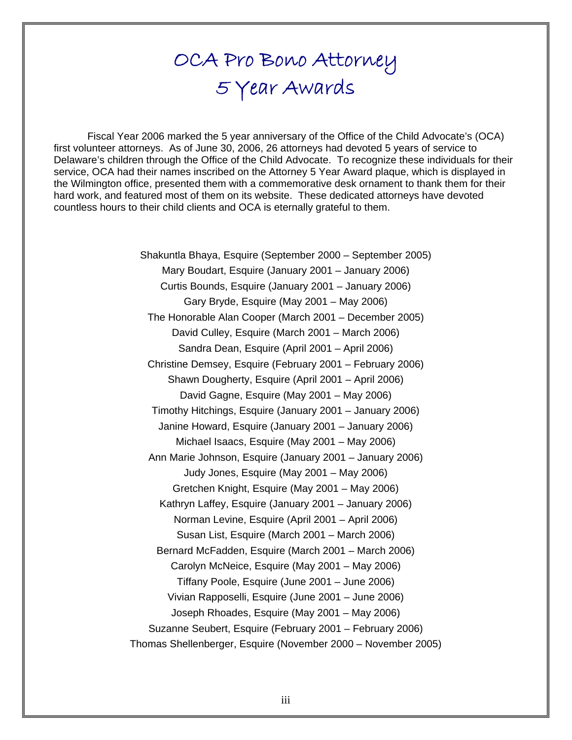# OCA Pro Bono Attorney 5 Year Awards

Fiscal Year 2006 marked the 5 year anniversary of the Office of the Child Advocate's (OCA) first volunteer attorneys. As of June 30, 2006, 26 attorneys had devoted 5 years of service to Delaware's children through the Office of the Child Advocate. To recognize these individuals for their service, OCA had their names inscribed on the Attorney 5 Year Award plaque, which is displayed in the Wilmington office, presented them with a commemorative desk ornament to thank them for their hard work, and featured most of them on its website. These dedicated attorneys have devoted countless hours to their child clients and OCA is eternally grateful to them.

Shakuntla Bhaya, Esquire (September 2000 – September 2005)
Mary Boudart, Esquire (January 2001 – January 2006)
Curtis Bounds, Esquire (January 2001 – January 2006)
Gary Bryde, Esquire (May 2001 – May 2006)
The Honorable Alan Cooper (March 2001 – December 2005)
David Culley, Esquire (March 2001 – March 2006)
Sandra Dean, Esquire (April 2001 – April 2006)
Christine Demsey, Esquire (February 2001 – February 2006)
Shawn Dougherty, Esquire (April 2001 – April 2006)
David Gagne, Esquire (May 2001 – May 2006)
Timothy Hitchings, Esquire (January 2001 – January 2006)
Janine Howard, Esquire (January 2001 – January 2006)
Michael Isaacs, Esquire (May 2001 – May 2006)
Ann Marie Johnson, Esquire (January 2001 – January 2006)
Judy Jones, Esquire (May 2001 – May 2006)
Gretchen Knight, Esquire (May 2001 – May 2006)
Kathryn Laffey, Esquire (January 2001 – January 2006)
Norman Levine, Esquire (April 2001 – April 2006)
Susan List, Esquire (March 2001 – March 2006)
Bernard McFadden, Esquire (March 2001 – March 2006)
Carolyn McNeice, Esquire (May 2001 – May 2006)
Tiffany Poole, Esquire (June 2001 – June 2006)
Vivian Rapposelli, Esquire (June 2001 – June 2006)
Joseph Rhoades, Esquire (May 2001 – May 2006)
Suzanne Seubert, Esquire (February 2001 – February 2006)
Thomas Shellenberger, Esquire (November 2000 – November 2005)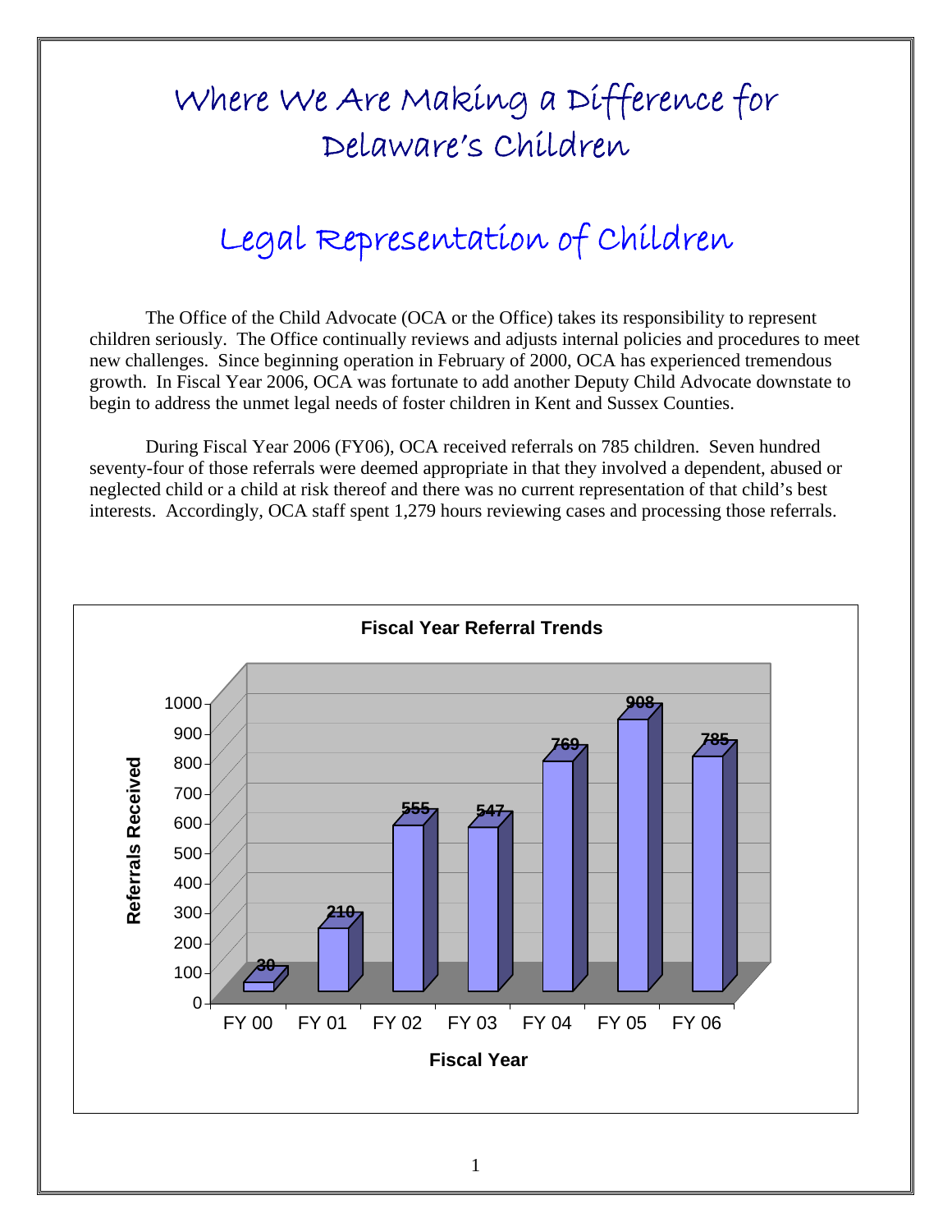# Where We Are Making a Difference for Delaware's Children

## Legal Representation of Children

The Office of the Child Advocate (OCA or the Office) takes its responsibility to represent children seriously. The Office continually reviews and adjusts internal policies and procedures to meet new challenges. Since beginning operation in February of 2000, OCA has experienced tremendous growth. In Fiscal Year 2006, OCA was fortunate to add another Deputy Child Advocate downstate to begin to address the unmet legal needs of foster children in Kent and Sussex Counties.

During Fiscal Year 2006 (FY06), OCA received referrals on 785 children. Seven hundred seventy-four of those referrals were deemed appropriate in that they involved a dependent, abused or neglected child or a child at risk thereof and there was no current representation of that child's best interests. Accordingly, OCA staff spent 1,279 hours reviewing cases and processing those referrals.

**Fiscal Year Referral Trends**

| Fiscal Year | Referrals Received |
|---|---|
| FY 00 | 30 |
| FY 01 | 210 |
| FY 02 | 555 |
| FY 03 | 547 |
| FY 04 | 769 |
| FY 05 | 908 |
| FY 06 | 785 |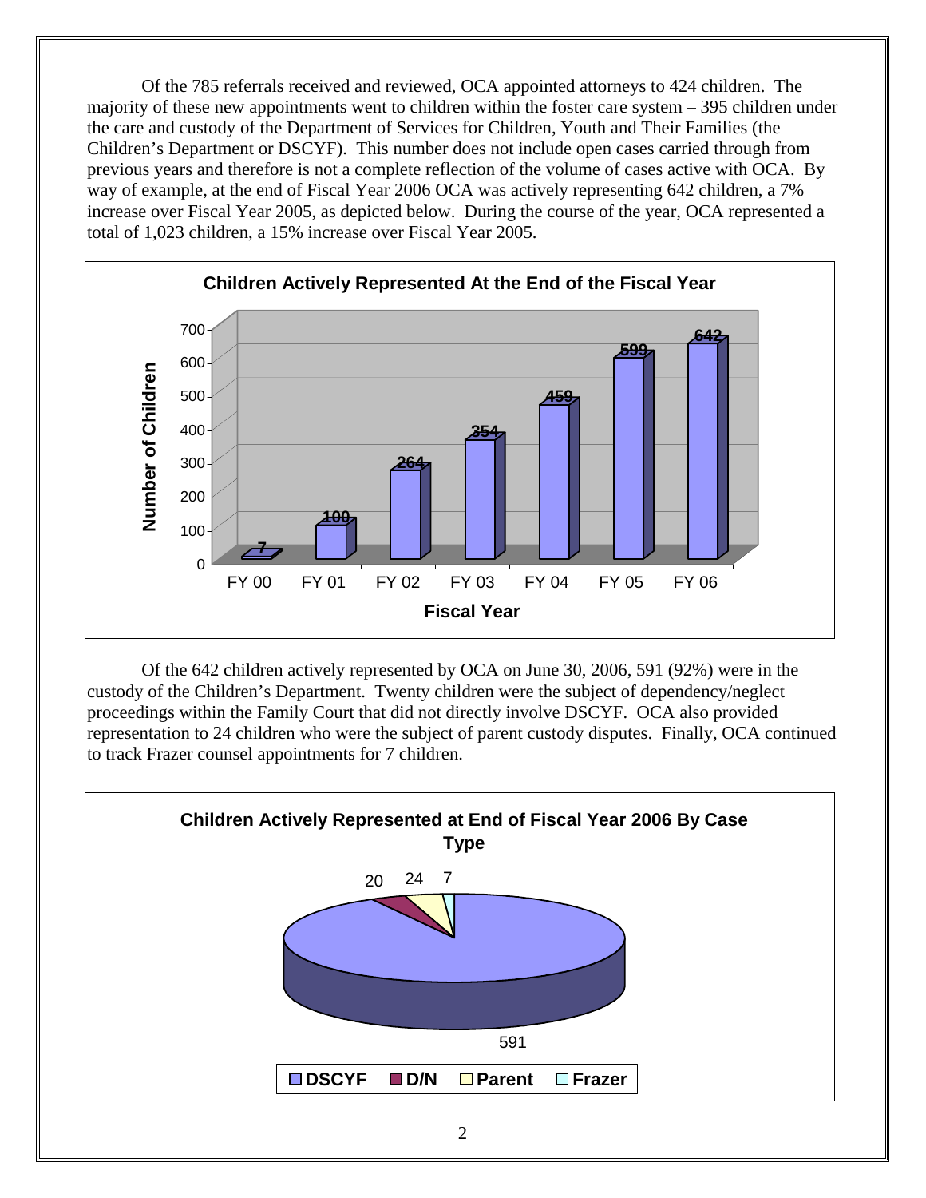Of the 785 referrals received and reviewed, OCA appointed attorneys to 424 children. The majority of these new appointments went to children within the foster care system – 395 children under the care and custody of the Department of Services for Children, Youth and Their Families (the Children's Department or DSCYF). This number does not include open cases carried through from previous years and therefore is not a complete reflection of the volume of cases active with OCA. By way of example, at the end of Fiscal Year 2006 OCA was actively representing 642 children, a 7% increase over Fiscal Year 2005, as depicted below. During the course of the year, OCA represented a total of 1,023 children, a 15% increase over Fiscal Year 2005.

**Children Actively Represented At the End of the Fiscal Year**

| Fiscal Year | Number of Children |
|---|---|
| FY 00 | 7 |
| FY 01 | 100 |
| FY 02 | 264 |
| FY 03 | 354 |
| FY 04 | 459 |
| FY 05 | 599 |
| FY 06 | 642 |

Of the 642 children actively represented by OCA on June 30, 2006, 591 (92%) were in the custody of the Children's Department. Twenty children were the subject of dependency/neglect proceedings within the Family Court that did not directly involve DSCYF. OCA also provided representation to 24 children who were the subject of parent custody disputes. Finally, OCA continued to track Frazer counsel appointments for 7 children.

**Children Actively Represented at End of Fiscal Year 2006 By Case Type**

| Case Type | Number |
|---|---|
| DSCYF | 591 |
| D/N | 20 |
| Parent | 24 |
| Frazer | 7 |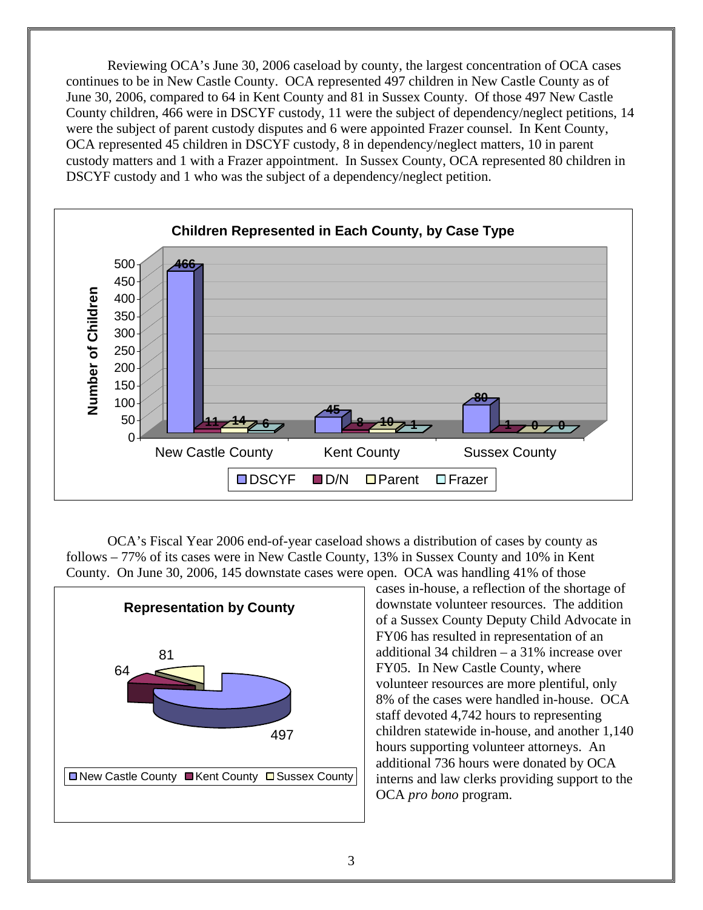Reviewing OCA's June 30, 2006 caseload by county, the largest concentration of OCA cases continues to be in New Castle County. OCA represented 497 children in New Castle County as of June 30, 2006, compared to 64 in Kent County and 81 in Sussex County. Of those 497 New Castle County children, 466 were in DSCYF custody, 11 were the subject of dependency/neglect petitions, 14 were the subject of parent custody disputes and 6 were appointed Frazer counsel. In Kent County, OCA represented 45 children in DSCYF custody, 8 in dependency/neglect matters, 10 in parent custody matters and 1 with a Frazer appointment. In Sussex County, OCA represented 80 children in DSCYF custody and 1 who was the subject of a dependency/neglect petition.

**Children Represented in Each County, by Case Type**

| County | DSCYF | D/N | Parent | Frazer |
|---|---|---|---|---|
| New Castle County | 466 | 11 | 14 | 6 |
| Kent County | 45 | 8 | 10 | 1 |
| Sussex County | 80 | 1 | 0 | 0 |

OCA's Fiscal Year 2006 end-of-year caseload shows a distribution of cases by county as follows – 77% of its cases were in New Castle County, 13% in Sussex County and 10% in Kent County. On June 30, 2006, 145 downstate cases were open. OCA was handling 41% of those cases in-house, a reflection of the shortage of downstate volunteer resources. The addition of a Sussex County Deputy Child Advocate in FY06 has resulted in representation of an additional 34 children – a 31% increase over FY05. In New Castle County, where volunteer resources are more plentiful, only 8% of the cases were handled in-house. OCA staff devoted 4,742 hours to representing children statewide in-house, and another 1,140 hours supporting volunteer attorneys. An additional 736 hours were donated by OCA interns and law clerks providing support to the OCA *pro bono* program.

**Representation by County**

| County | Children |
|---|---|
| New Castle County | 497 |
| Kent County | 64 |
| Sussex County | 81 |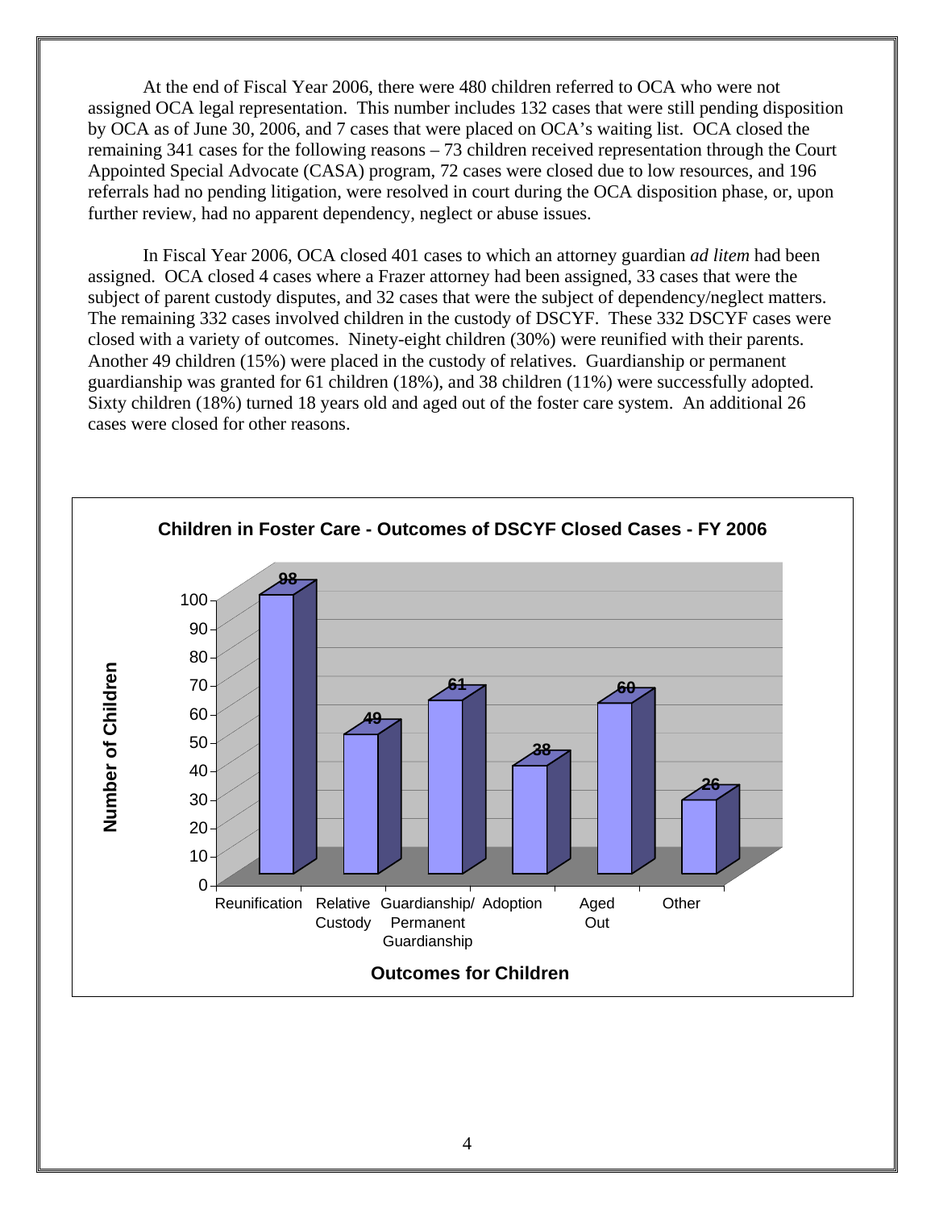At the end of Fiscal Year 2006, there were 480 children referred to OCA who were not assigned OCA legal representation. This number includes 132 cases that were still pending disposition by OCA as of June 30, 2006, and 7 cases that were placed on OCA's waiting list. OCA closed the remaining 341 cases for the following reasons – 73 children received representation through the Court Appointed Special Advocate (CASA) program, 72 cases were closed due to low resources, and 196 referrals had no pending litigation, were resolved in court during the OCA disposition phase, or, upon further review, had no apparent dependency, neglect or abuse issues.

In Fiscal Year 2006, OCA closed 401 cases to which an attorney guardian *ad litem* had been assigned. OCA closed 4 cases where a Frazer attorney had been assigned, 33 cases that were the subject of parent custody disputes, and 32 cases that were the subject of dependency/neglect matters. The remaining 332 cases involved children in the custody of DSCYF. These 332 DSCYF cases were closed with a variety of outcomes. Ninety-eight children (30%) were reunified with their parents. Another 49 children (15%) were placed in the custody of relatives. Guardianship or permanent guardianship was granted for 61 children (18%), and 38 children (11%) were successfully adopted. Sixty children (18%) turned 18 years old and aged out of the foster care system. An additional 26 cases were closed for other reasons.

**Children in Foster Care - Outcomes of DSCYF Closed Cases - FY 2006**

| Outcomes for Children | Number of Children |
|---|---|
| Reunification | 98 |
| Relative Custody | 49 |
| Guardianship/ Permanent Guardianship | 61 |
| Adoption | 38 |
| Aged Out | 60 |
| Other | 26 |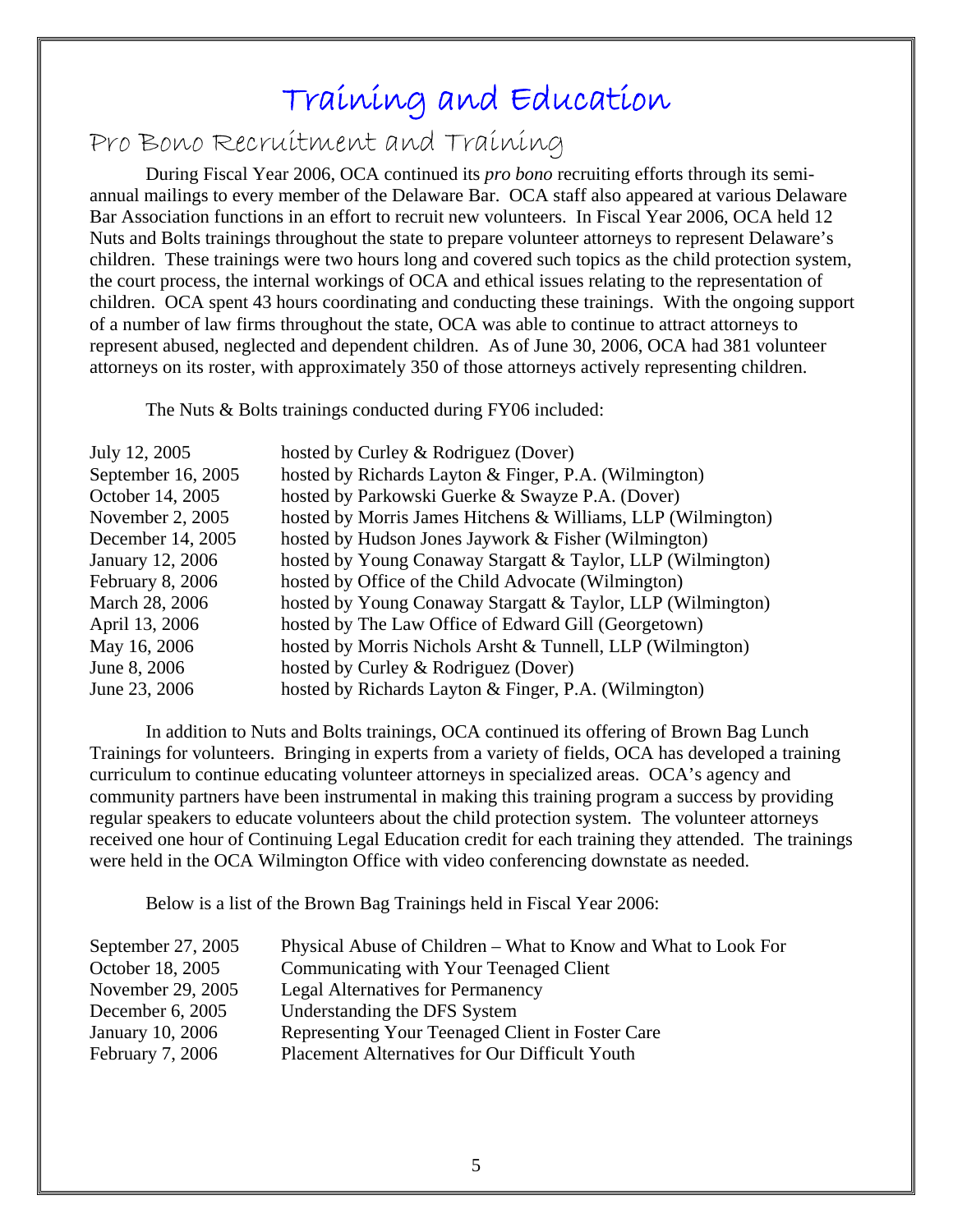# Training and Education

## Pro Bono Recruitment and Training

During Fiscal Year 2006, OCA continued its *pro bono* recruiting efforts through its semi-annual mailings to every member of the Delaware Bar. OCA staff also appeared at various Delaware Bar Association functions in an effort to recruit new volunteers. In Fiscal Year 2006, OCA held 12 Nuts and Bolts trainings throughout the state to prepare volunteer attorneys to represent Delaware's children. These trainings were two hours long and covered such topics as the child protection system, the court process, the internal workings of OCA and ethical issues relating to the representation of children. OCA spent 43 hours coordinating and conducting these trainings. With the ongoing support of a number of law firms throughout the state, OCA was able to continue to attract attorneys to represent abused, neglected and dependent children. As of June 30, 2006, OCA had 381 volunteer attorneys on its roster, with approximately 350 of those attorneys actively representing children.

The Nuts & Bolts trainings conducted during FY06 included:

| | |
|---|---|
| July 12, 2005 | hosted by Curley & Rodriguez (Dover) |
| September 16, 2005 | hosted by Richards Layton & Finger, P.A. (Wilmington) |
| October 14, 2005 | hosted by Parkowski Guerke & Swayze P.A. (Dover) |
| November 2, 2005 | hosted by Morris James Hitchens & Williams, LLP (Wilmington) |
| December 14, 2005 | hosted by Hudson Jones Jaywork & Fisher (Wilmington) |
| January 12, 2006 | hosted by Young Conaway Stargatt & Taylor, LLP (Wilmington) |
| February 8, 2006 | hosted by Office of the Child Advocate (Wilmington) |
| March 28, 2006 | hosted by Young Conaway Stargatt & Taylor, LLP (Wilmington) |
| April 13, 2006 | hosted by The Law Office of Edward Gill (Georgetown) |
| May 16, 2006 | hosted by Morris Nichols Arsht & Tunnell, LLP (Wilmington) |
| June 8, 2006 | hosted by Curley & Rodriguez (Dover) |
| June 23, 2006 | hosted by Richards Layton & Finger, P.A. (Wilmington) |

In addition to Nuts and Bolts trainings, OCA continued its offering of Brown Bag Lunch Trainings for volunteers. Bringing in experts from a variety of fields, OCA has developed a training curriculum to continue educating volunteer attorneys in specialized areas. OCA's agency and community partners have been instrumental in making this training program a success by providing regular speakers to educate volunteers about the child protection system. The volunteer attorneys received one hour of Continuing Legal Education credit for each training they attended. The trainings were held in the OCA Wilmington Office with video conferencing downstate as needed.

Below is a list of the Brown Bag Trainings held in Fiscal Year 2006:

| | |
|---|---|
| September 27, 2005 | Physical Abuse of Children – What to Know and What to Look For |
| October 18, 2005 | Communicating with Your Teenaged Client |
| November 29, 2005 | Legal Alternatives for Permanency |
| December 6, 2005 | Understanding the DFS System |
| January 10, 2006 | Representing Your Teenaged Client in Foster Care |
| February 7, 2006 | Placement Alternatives for Our Difficult Youth |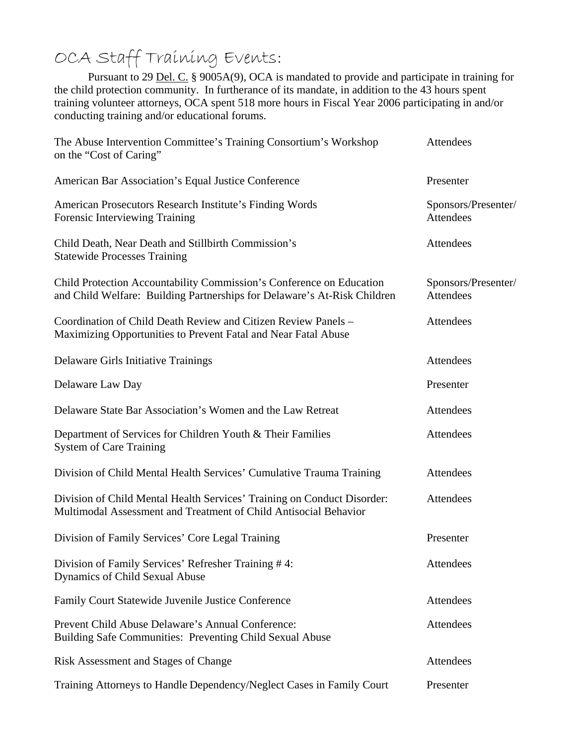# OCA Staff Training Events:

Pursuant to 29 Del. C. § 9005A(9), OCA is mandated to provide and participate in training for the child protection community. In furtherance of its mandate, in addition to the 43 hours spent training volunteer attorneys, OCA spent 518 more hours in Fiscal Year 2006 participating in and/or conducting training and/or educational forums.

| Event | Role |
|---|---|
| The Abuse Intervention Committee's Training Consortium's Workshop on the "Cost of Caring" | Attendees |
| American Bar Association's Equal Justice Conference | Presenter |
| American Prosecutors Research Institute's Finding Words Forensic Interviewing Training | Sponsors/Presenter/ Attendees |
| Child Death, Near Death and Stillbirth Commission's Statewide Processes Training | Attendees |
| Child Protection Accountability Commission's Conference on Education and Child Welfare: Building Partnerships for Delaware's At-Risk Children | Sponsors/Presenter/ Attendees |
| Coordination of Child Death Review and Citizen Review Panels – Maximizing Opportunities to Prevent Fatal and Near Fatal Abuse | Attendees |
| Delaware Girls Initiative Trainings | Attendees |
| Delaware Law Day | Presenter |
| Delaware State Bar Association's Women and the Law Retreat | Attendees |
| Department of Services for Children Youth & Their Families System of Care Training | Attendees |
| Division of Child Mental Health Services' Cumulative Trauma Training | Attendees |
| Division of Child Mental Health Services' Training on Conduct Disorder: Multimodal Assessment and Treatment of Child Antisocial Behavior | Attendees |
| Division of Family Services' Core Legal Training | Presenter |
| Division of Family Services' Refresher Training # 4: Dynamics of Child Sexual Abuse | Attendees |
| Family Court Statewide Juvenile Justice Conference | Attendees |
| Prevent Child Abuse Delaware's Annual Conference: Building Safe Communities: Preventing Child Sexual Abuse | Attendees |
| Risk Assessment and Stages of Change | Attendees |
| Training Attorneys to Handle Dependency/Neglect Cases in Family Court | Presenter |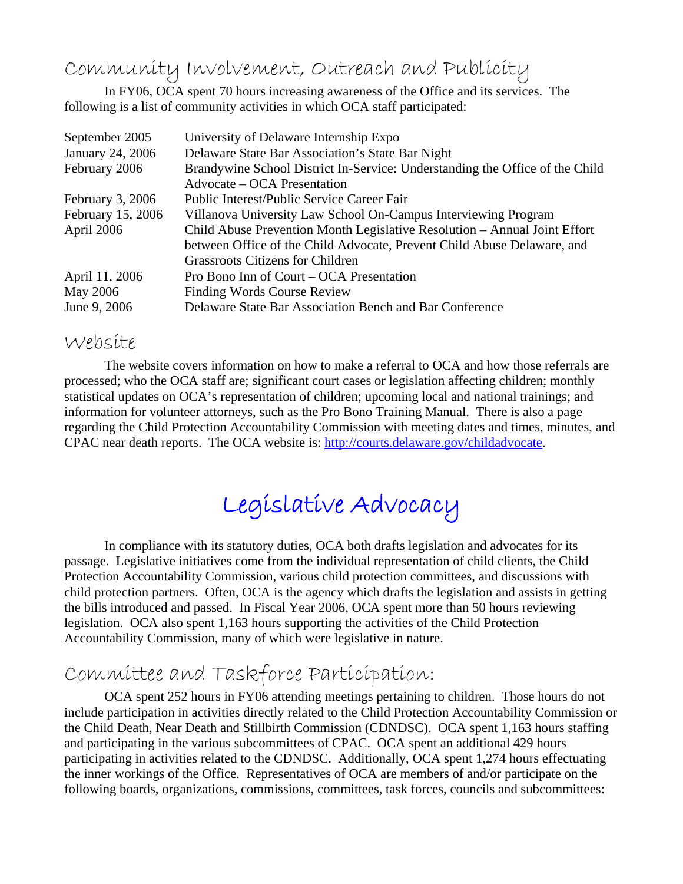## Community Involvement, Outreach and Publicity

In FY06, OCA spent 70 hours increasing awareness of the Office and its services. The following is a list of community activities in which OCA staff participated:

| | |
|---|---|
| September 2005 | University of Delaware Internship Expo |
| January 24, 2006 | Delaware State Bar Association's State Bar Night |
| February 2006 | Brandywine School District In-Service: Understanding the Office of the Child Advocate – OCA Presentation |
| February 3, 2006 | Public Interest/Public Service Career Fair |
| February 15, 2006 | Villanova University Law School On-Campus Interviewing Program |
| April 2006 | Child Abuse Prevention Month Legislative Resolution – Annual Joint Effort between Office of the Child Advocate, Prevent Child Abuse Delaware, and Grassroots Citizens for Children |
| April 11, 2006 | Pro Bono Inn of Court – OCA Presentation |
| May 2006 | Finding Words Course Review |
| June 9, 2006 | Delaware State Bar Association Bench and Bar Conference |

## Website

The website covers information on how to make a referral to OCA and how those referrals are processed; who the OCA staff are; significant court cases or legislation affecting children; monthly statistical updates on OCA's representation of children; upcoming local and national trainings; and information for volunteer attorneys, such as the Pro Bono Training Manual. There is also a page regarding the Child Protection Accountability Commission with meeting dates and times, minutes, and CPAC near death reports. The OCA website is: http://courts.delaware.gov/childadvocate.

# Legislative Advocacy

In compliance with its statutory duties, OCA both drafts legislation and advocates for its passage. Legislative initiatives come from the individual representation of child clients, the Child Protection Accountability Commission, various child protection committees, and discussions with child protection partners. Often, OCA is the agency which drafts the legislation and assists in getting the bills introduced and passed. In Fiscal Year 2006, OCA spent more than 50 hours reviewing legislation. OCA also spent 1,163 hours supporting the activities of the Child Protection Accountability Commission, many of which were legislative in nature.

## Committee and Taskforce Participation:

OCA spent 252 hours in FY06 attending meetings pertaining to children. Those hours do not include participation in activities directly related to the Child Protection Accountability Commission or the Child Death, Near Death and Stillbirth Commission (CDNDSC). OCA spent 1,163 hours staffing and participating in the various subcommittees of CPAC. OCA spent an additional 429 hours participating in activities related to the CDNDSC. Additionally, OCA spent 1,274 hours effectuating the inner workings of the Office. Representatives of OCA are members of and/or participate on the following boards, organizations, commissions, committees, task forces, councils and subcommittees: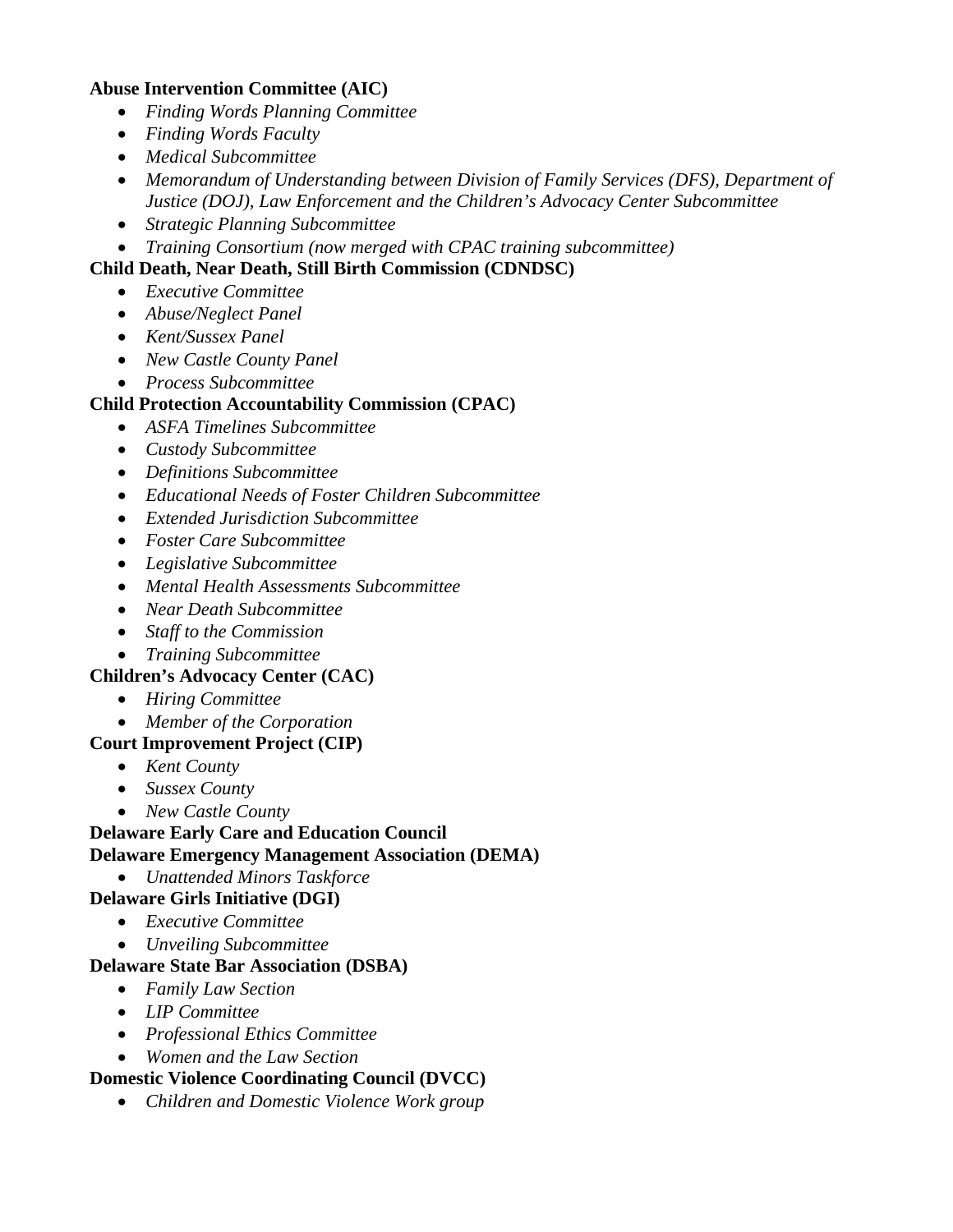**Abuse Intervention Committee (AIC)**

- *Finding Words Planning Committee*
- *Finding Words Faculty*
- *Medical Subcommittee*
- *Memorandum of Understanding between Division of Family Services (DFS), Department of Justice (DOJ), Law Enforcement and the Children's Advocacy Center Subcommittee*
- *Strategic Planning Subcommittee*
- *Training Consortium (now merged with CPAC training subcommittee)*

**Child Death, Near Death, Still Birth Commission (CDNDSC)**

- *Executive Committee*
- *Abuse/Neglect Panel*
- *Kent/Sussex Panel*
- *New Castle County Panel*
- *Process Subcommittee*

**Child Protection Accountability Commission (CPAC)**

- *ASFA Timelines Subcommittee*
- *Custody Subcommittee*
- *Definitions Subcommittee*
- *Educational Needs of Foster Children Subcommittee*
- *Extended Jurisdiction Subcommittee*
- *Foster Care Subcommittee*
- *Legislative Subcommittee*
- *Mental Health Assessments Subcommittee*
- *Near Death Subcommittee*
- *Staff to the Commission*
- *Training Subcommittee*

**Children's Advocacy Center (CAC)**

- *Hiring Committee*
- *Member of the Corporation*

**Court Improvement Project (CIP)**

- *Kent County*
- *Sussex County*
- *New Castle County*

**Delaware Early Care and Education Council**

**Delaware Emergency Management Association (DEMA)**

- *Unattended Minors Taskforce*

**Delaware Girls Initiative (DGI)**

- *Executive Committee*
- *Unveiling Subcommittee*

**Delaware State Bar Association (DSBA)**

- *Family Law Section*
- *LIP Committee*
- *Professional Ethics Committee*
- *Women and the Law Section*

**Domestic Violence Coordinating Council (DVCC)**

- *Children and Domestic Violence Work group*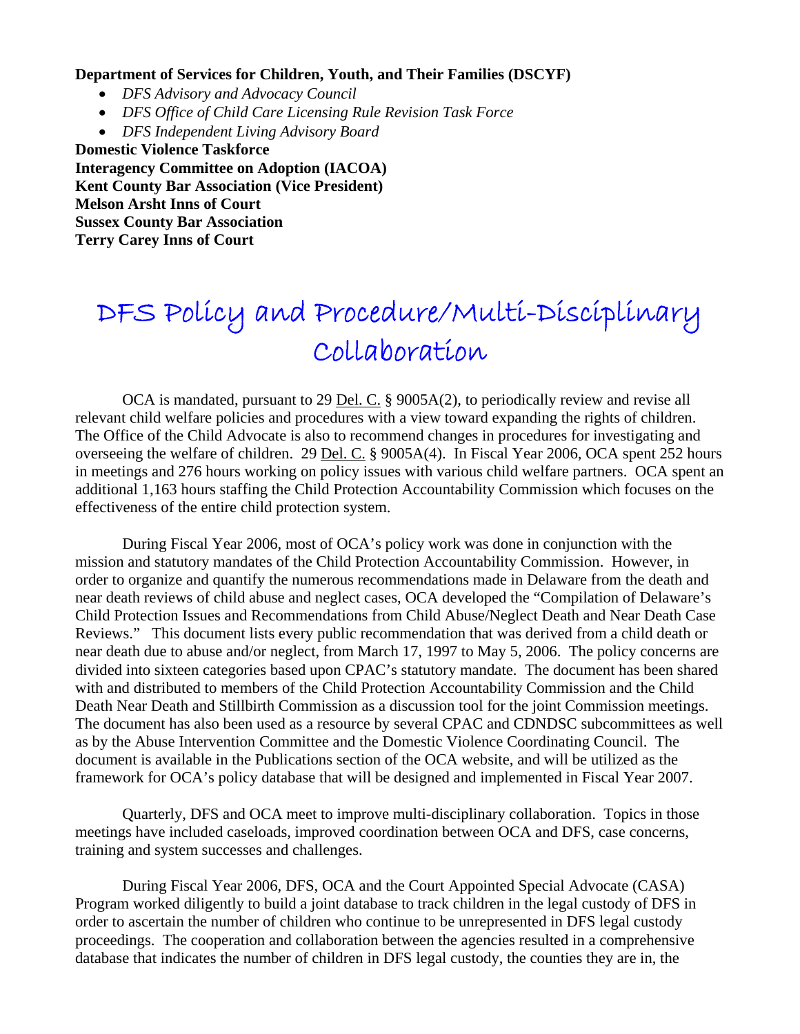**Department of Services for Children, Youth, and Their Families (DSCYF)**

- *DFS Advisory and Advocacy Council*
- *DFS Office of Child Care Licensing Rule Revision Task Force*
- *DFS Independent Living Advisory Board*

**Domestic Violence Taskforce**
**Interagency Committee on Adoption (IACOA)**
**Kent County Bar Association (Vice President)**
**Melson Arsht Inns of Court**
**Sussex County Bar Association**
**Terry Carey Inns of Court**

# DFS Policy and Procedure/Multi-Disciplinary Collaboration

OCA is mandated, pursuant to 29 Del. C. § 9005A(2), to periodically review and revise all relevant child welfare policies and procedures with a view toward expanding the rights of children. The Office of the Child Advocate is also to recommend changes in procedures for investigating and overseeing the welfare of children. 29 Del. C. § 9005A(4). In Fiscal Year 2006, OCA spent 252 hours in meetings and 276 hours working on policy issues with various child welfare partners. OCA spent an additional 1,163 hours staffing the Child Protection Accountability Commission which focuses on the effectiveness of the entire child protection system.

During Fiscal Year 2006, most of OCA's policy work was done in conjunction with the mission and statutory mandates of the Child Protection Accountability Commission. However, in order to organize and quantify the numerous recommendations made in Delaware from the death and near death reviews of child abuse and neglect cases, OCA developed the "Compilation of Delaware's Child Protection Issues and Recommendations from Child Abuse/Neglect Death and Near Death Case Reviews." This document lists every public recommendation that was derived from a child death or near death due to abuse and/or neglect, from March 17, 1997 to May 5, 2006. The policy concerns are divided into sixteen categories based upon CPAC's statutory mandate. The document has been shared with and distributed to members of the Child Protection Accountability Commission and the Child Death Near Death and Stillbirth Commission as a discussion tool for the joint Commission meetings. The document has also been used as a resource by several CPAC and CDNDSC subcommittees as well as by the Abuse Intervention Committee and the Domestic Violence Coordinating Council. The document is available in the Publications section of the OCA website, and will be utilized as the framework for OCA's policy database that will be designed and implemented in Fiscal Year 2007.

Quarterly, DFS and OCA meet to improve multi-disciplinary collaboration. Topics in those meetings have included caseloads, improved coordination between OCA and DFS, case concerns, training and system successes and challenges.

During Fiscal Year 2006, DFS, OCA and the Court Appointed Special Advocate (CASA) Program worked diligently to build a joint database to track children in the legal custody of DFS in order to ascertain the number of children who continue to be unrepresented in DFS legal custody proceedings. The cooperation and collaboration between the agencies resulted in a comprehensive database that indicates the number of children in DFS legal custody, the counties they are in, the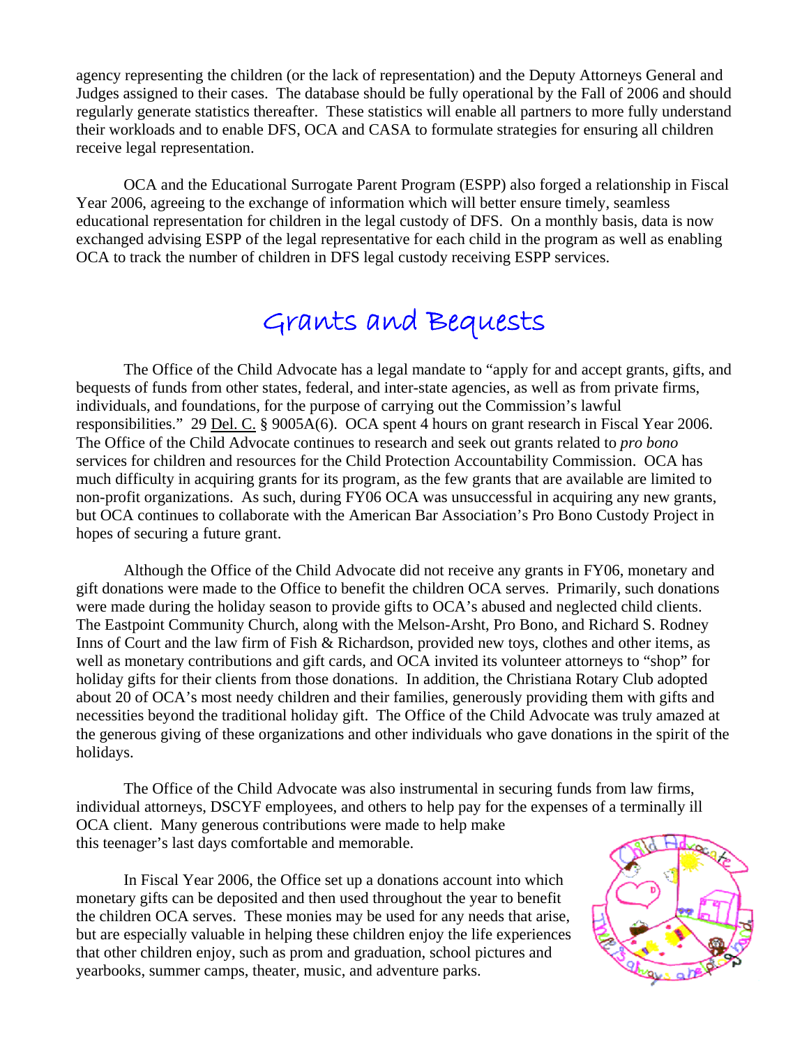agency representing the children (or the lack of representation) and the Deputy Attorneys General and Judges assigned to their cases. The database should be fully operational by the Fall of 2006 and should regularly generate statistics thereafter. These statistics will enable all partners to more fully understand their workloads and to enable DFS, OCA and CASA to formulate strategies for ensuring all children receive legal representation.

OCA and the Educational Surrogate Parent Program (ESPP) also forged a relationship in Fiscal Year 2006, agreeing to the exchange of information which will better ensure timely, seamless educational representation for children in the legal custody of DFS. On a monthly basis, data is now exchanged advising ESPP of the legal representative for each child in the program as well as enabling OCA to track the number of children in DFS legal custody receiving ESPP services.

# Grants and Bequests

The Office of the Child Advocate has a legal mandate to "apply for and accept grants, gifts, and bequests of funds from other states, federal, and inter-state agencies, as well as from private firms, individuals, and foundations, for the purpose of carrying out the Commission's lawful responsibilities." 29 Del. C. § 9005A(6). OCA spent 4 hours on grant research in Fiscal Year 2006. The Office of the Child Advocate continues to research and seek out grants related to *pro bono* services for children and resources for the Child Protection Accountability Commission. OCA has much difficulty in acquiring grants for its program, as the few grants that are available are limited to non-profit organizations. As such, during FY06 OCA was unsuccessful in acquiring any new grants, but OCA continues to collaborate with the American Bar Association's Pro Bono Custody Project in hopes of securing a future grant.

Although the Office of the Child Advocate did not receive any grants in FY06, monetary and gift donations were made to the Office to benefit the children OCA serves. Primarily, such donations were made during the holiday season to provide gifts to OCA's abused and neglected child clients. The Eastpoint Community Church, along with the Melson-Arsht, Pro Bono, and Richard S. Rodney Inns of Court and the law firm of Fish & Richardson, provided new toys, clothes and other items, as well as monetary contributions and gift cards, and OCA invited its volunteer attorneys to "shop" for holiday gifts for their clients from those donations. In addition, the Christiana Rotary Club adopted about 20 of OCA's most needy children and their families, generously providing them with gifts and necessities beyond the traditional holiday gift. The Office of the Child Advocate was truly amazed at the generous giving of these organizations and other individuals who gave donations in the spirit of the holidays.

The Office of the Child Advocate was also instrumental in securing funds from law firms, individual attorneys, DSCYF employees, and others to help pay for the expenses of a terminally ill OCA client. Many generous contributions were made to help make this teenager's last days comfortable and memorable.

In Fiscal Year 2006, the Office set up a donations account into which monetary gifts can be deposited and then used throughout the year to benefit the children OCA serves. These monies may be used for any needs that arise, but are especially valuable in helping these children enjoy the life experiences that other children enjoy, such as prom and graduation, school pictures and yearbooks, summer camps, theater, music, and adventure parks.